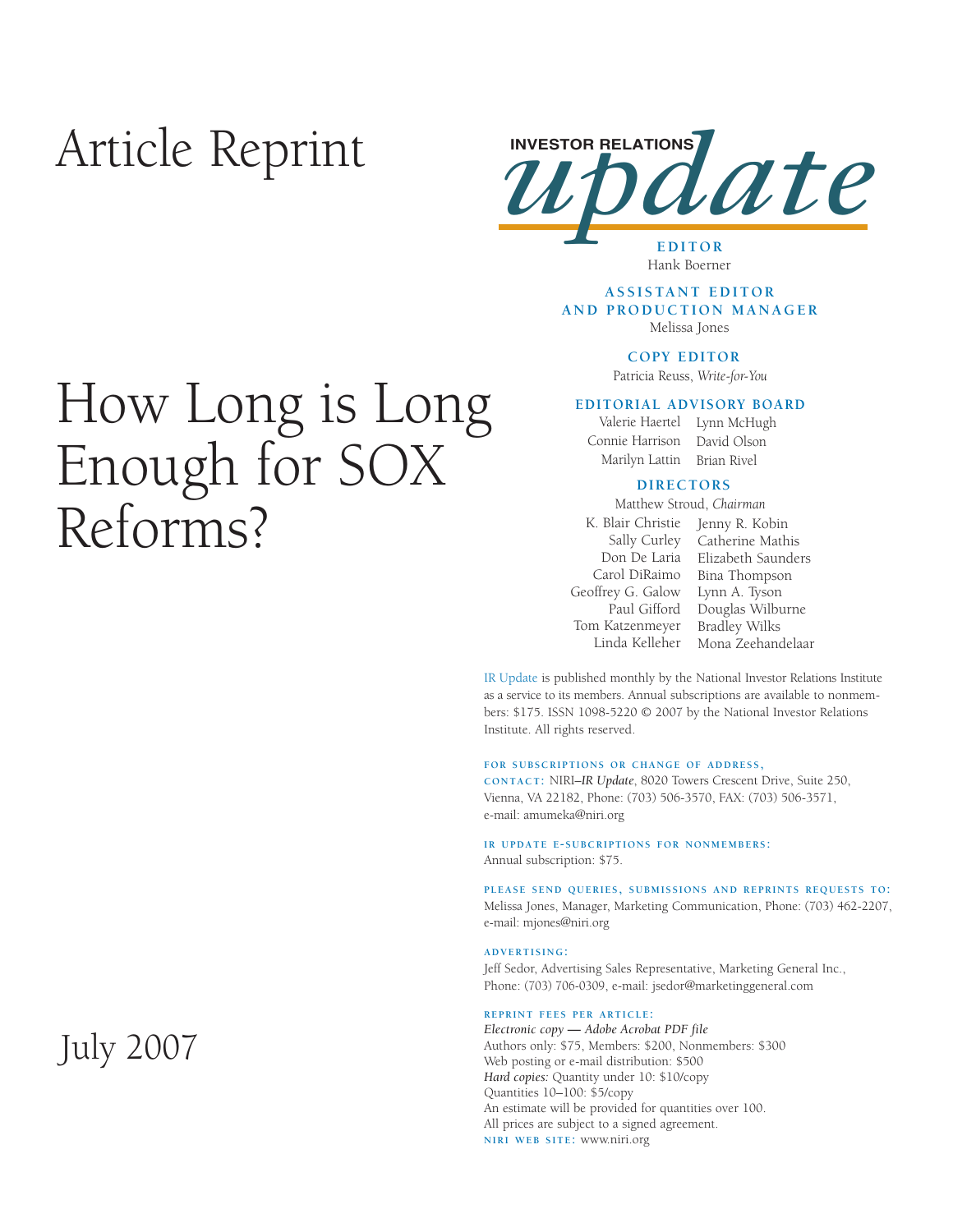# Article Reprint

# How Long is Long Enough for SOX Reforms?

July 2007

INVESTOR RELATIONS *update*

**EDITOR**
Hank Boerner

**ASSISTANT EDITOR AND PRODUCTION MANAGER**
Melissa Jones

**COPY EDITOR**
Patricia Reuss, *Write-for-You*

**EDITORIAL ADVISORY BOARD**
Valerie Haertel
Connie Harrison
Marilyn Lattin
Lynn McHugh
David Olson
Brian Rivel

**DIRECTORS**
Matthew Stroud, *Chairman*
K. Blair Christie
Sally Curley
Don De Laria
Carol DiRaimo
Geoffrey G. Galow
Paul Gifford
Tom Katzenmeyer
Linda Kelleher
Jenny R. Kobin
Catherine Mathis
Elizabeth Saunders
Bina Thompson
Lynn A. Tyson
Douglas Wilburne
Bradley Wilks
Mona Zeehandelaar

IR Update is published monthly by the National Investor Relations Institute as a service to its members. Annual subscriptions are available to nonmembers: $175. ISSN 1098-5220 © 2007 by the National Investor Relations Institute. All rights reserved.

**FOR SUBSCRIPTIONS OR CHANGE OF ADDRESS, CONTACT:** NIRI–*IR Update*, 8020 Towers Crescent Drive, Suite 250, Vienna, VA 22182, Phone: (703) 506-3570, FAX: (703) 506-3571, e-mail: amumeka@niri.org

**IR UPDATE E-SUBCRIPTIONS FOR NONMEMBERS:**
Annual subscription: $75.

**PLEASE SEND QUERIES, SUBMISSIONS AND REPRINTS REQUESTS TO:**
Melissa Jones, Manager, Marketing Communication, Phone: (703) 462-2207, e-mail: mjones@niri.org

**ADVERTISING:**
Jeff Sedor, Advertising Sales Representative, Marketing General Inc., Phone: (703) 706-0309, e-mail: jsedor@marketinggeneral.com

**REPRINT FEES PER ARTICLE:**
*Electronic copy — Adobe Acrobat PDF file*
Authors only: $75, Members: $200, Nonmembers: $300
Web posting or e-mail distribution: $500
*Hard copies:* Quantity under 10: $10/copy
Quantities 10–100: $5/copy
An estimate will be provided for quantities over 100.
All prices are subject to a signed agreement.
**NIRI WEB SITE:** www.niri.org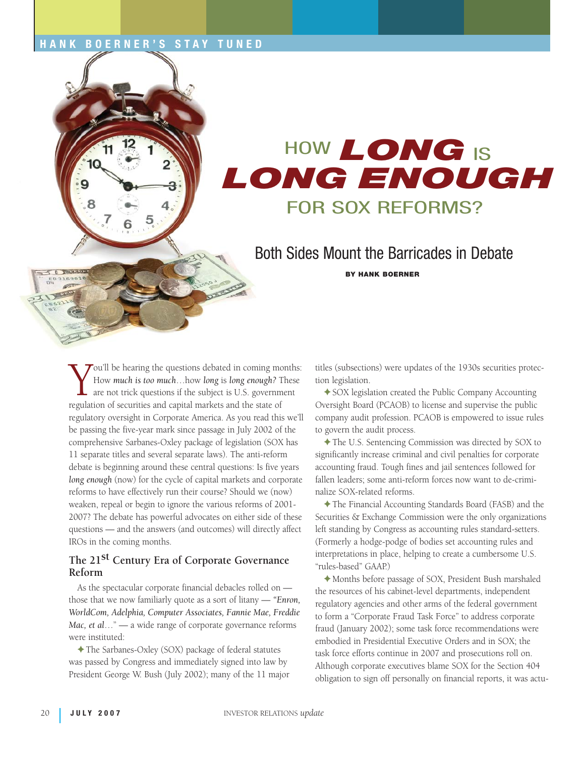# HOW *LONG* IS *LONG ENOUGH* FOR SOX REFORMS?

## Both Sides Mount the Barricades in Debate

**BY HANK BOERNER**

You'll be hearing the questions debated in coming months: How *much is too much*…how *long* is *long enough?* These are not trick questions if the subject is U.S. government regulation of securities and capital markets and the state of regulatory oversight in Corporate America. As you read this we'll be passing the five-year mark since passage in July 2002 of the comprehensive Sarbanes-Oxley package of legislation (SOX has 11 separate titles and several separate laws). The anti-reform debate is beginning around these central questions: Is five years *long enough* (now) for the cycle of capital markets and corporate reforms to have effectively run their course? Should we (now) weaken, repeal or begin to ignore the various reforms of 2001-2007? The debate has powerful advocates on either side of these questions — and the answers (and outcomes) will directly affect IROs in the coming months.

### The 21st Century Era of Corporate Governance Reform

As the spectacular corporate financial debacles rolled on — those that we now familiarly quote as a sort of litany — *"Enron, WorldCom, Adelphia, Computer Associates, Fannie Mae, Freddie Mac, et al…"* — a wide range of corporate governance reforms were instituted:

✦ The Sarbanes-Oxley (SOX) package of federal statutes was passed by Congress and immediately signed into law by President George W. Bush (July 2002); many of the 11 major titles (subsections) were updates of the 1930s securities protection legislation.

✦ SOX legislation created the Public Company Accounting Oversight Board (PCAOB) to license and supervise the public company audit profession. PCAOB is empowered to issue rules to govern the audit process.

✦ The U.S. Sentencing Commission was directed by SOX to significantly increase criminal and civil penalties for corporate accounting fraud. Tough fines and jail sentences followed for fallen leaders; some anti-reform forces now want to de-criminalize SOX-related reforms.

✦ The Financial Accounting Standards Board (FASB) and the Securities & Exchange Commission were the only organizations left standing by Congress as accounting rules standard-setters. (Formerly a hodge-podge of bodies set accounting rules and interpretations in place, helping to create a cumbersome U.S. "rules-based" GAAP.)

✦ Months before passage of SOX, President Bush marshaled the resources of his cabinet-level departments, independent regulatory agencies and other arms of the federal government to form a "Corporate Fraud Task Force" to address corporate fraud (January 2002); some task force recommendations were embodied in Presidential Executive Orders and in SOX; the task force efforts continue in 2007 and prosecutions roll on. Although corporate executives blame SOX for the Section 404 obligation to sign off personally on financial reports, it was actu-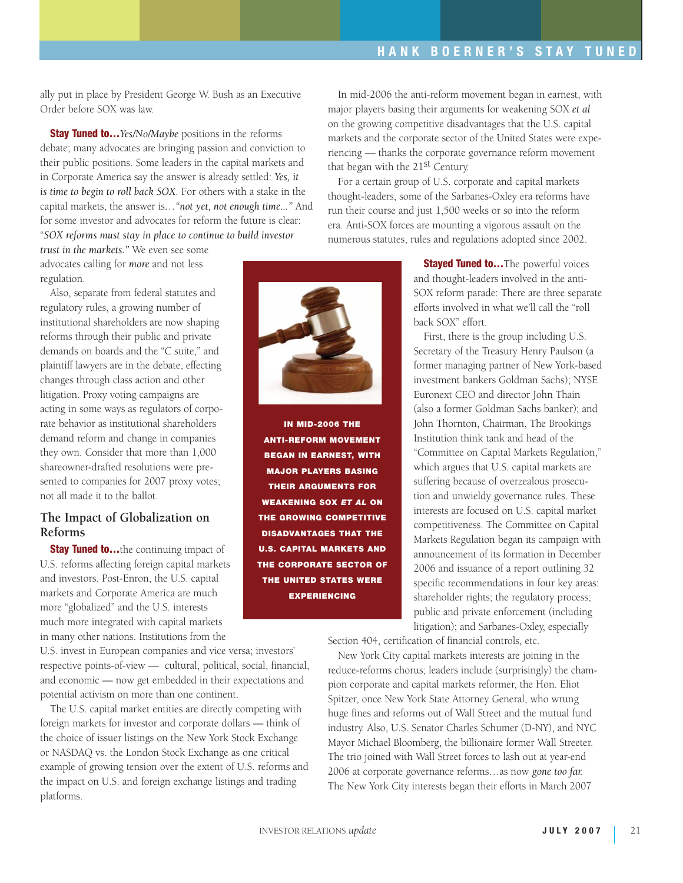ally put in place by President George W. Bush as an Executive Order before SOX was law.

**Stay Tuned to…***Yes/No/Maybe* positions in the reforms debate; many advocates are bringing passion and conviction to their public positions. Some leaders in the capital markets and in Corporate America say the answer is already settled: *Yes, it is time to begin to roll back SOX*. For others with a stake in the capital markets, the answer is…*"not yet, not enough time..."* And for some investor and advocates for reform the future is clear: "*SOX reforms must stay in place to continue to build investor trust in the markets."* We even see some advocates calling for *more* and not less regulation.

Also, separate from federal statutes and regulatory rules, a growing number of institutional shareholders are now shaping reforms through their public and private demands on boards and the "C suite," and plaintiff lawyers are in the debate, effecting changes through class action and other litigation. Proxy voting campaigns are acting in some ways as regulators of corporate behavior as institutional shareholders demand reform and change in companies they own. Consider that more than 1,000 shareowner-drafted resolutions were presented to companies for 2007 proxy votes; not all made it to the ballot.

## The Impact of Globalization on Reforms

**Stay Tuned to…**the continuing impact of U.S. reforms affecting foreign capital markets and investors. Post-Enron, the U.S. capital markets and Corporate America are much more "globalized" and the U.S. interests much more integrated with capital markets in many other nations. Institutions from the U.S. invest in European companies and vice versa; investors' respective points-of-view — cultural, political, social, financial, and economic — now get embedded in their expectations and potential activism on more than one continent.

The U.S. capital market entities are directly competing with foreign markets for investor and corporate dollars — think of the choice of issuer listings on the New York Stock Exchange or NASDAQ vs. the London Stock Exchange as one critical example of growing tension over the extent of U.S. reforms and the impact on U.S. and foreign exchange listings and trading platforms.

In mid-2006 the anti-reform movement began in earnest, with major players basing their arguments for weakening SOX *et al* on the growing competitive disadvantages that the U.S. capital markets and the corporate sector of the United States were experiencing — thanks the corporate governance reform movement that began with the 21st Century.

For a certain group of U.S. corporate and capital markets thought-leaders, some of the Sarbanes-Oxley era reforms have run their course and just 1,500 weeks or so into the reform era. Anti-SOX forces are mounting a vigorous assault on the numerous statutes, rules and regulations adopted since 2002.

**IN MID-2006 THE ANTI-REFORM MOVEMENT BEGAN IN EARNEST, WITH MAJOR PLAYERS BASING THEIR ARGUMENTS FOR WEAKENING SOX *ET AL* ON THE GROWING COMPETITIVE DISADVANTAGES THAT THE U.S. CAPITAL MARKETS AND THE CORPORATE SECTOR OF THE UNITED STATES WERE EXPERIENCING**

**Stayed Tuned to…**The powerful voices and thought-leaders involved in the anti-SOX reform parade: There are three separate efforts involved in what we'll call the "roll back SOX" effort.

First, there is the group including U.S. Secretary of the Treasury Henry Paulson (a former managing partner of New York-based investment bankers Goldman Sachs); NYSE Euronext CEO and director John Thain (also a former Goldman Sachs banker); and John Thornton, Chairman, The Brookings Institution think tank and head of the "Committee on Capital Markets Regulation," which argues that U.S. capital markets are suffering because of overzealous prosecution and unwieldy governance rules. These interests are focused on U.S. capital market competitiveness. The Committee on Capital Markets Regulation began its campaign with announcement of its formation in December 2006 and issuance of a report outlining 32 specific recommendations in four key areas: shareholder rights; the regulatory process; public and private enforcement (including litigation); and Sarbanes-Oxley, especially Section 404, certification of financial controls, etc.

New York City capital markets interests are joining in the reduce-reforms chorus; leaders include (surprisingly) the champion corporate and capital markets reformer, the Hon. Eliot Spitzer, once New York State Attorney General, who wrung huge fines and reforms out of Wall Street and the mutual fund industry. Also, U.S. Senator Charles Schumer (D-NY), and NYC Mayor Michael Bloomberg, the billionaire former Wall Streeter. The trio joined with Wall Street forces to lash out at year-end 2006 at corporate governance reforms…as now *gone too far.* The New York City interests began their efforts in March 2007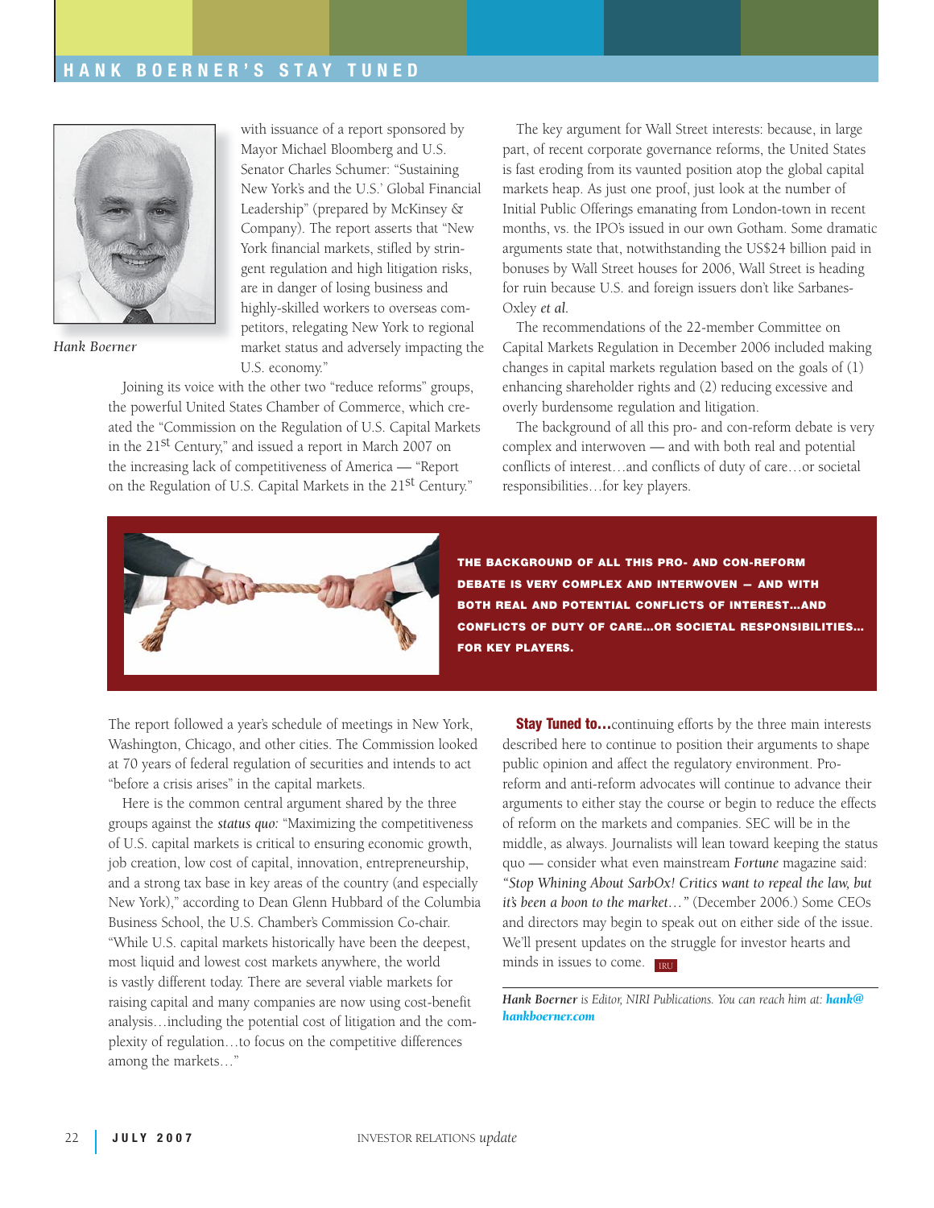Hank Boerner

with issuance of a report sponsored by Mayor Michael Bloomberg and U.S. Senator Charles Schumer: "Sustaining New York's and the U.S.' Global Financial Leadership" (prepared by McKinsey & Company). The report asserts that "New York financial markets, stifled by stringent regulation and high litigation risks, are in danger of losing business and highly-skilled workers to overseas competitors, relegating New York to regional market status and adversely impacting the U.S. economy."

Joining its voice with the other two "reduce reforms" groups, the powerful United States Chamber of Commerce, which created the "Commission on the Regulation of U.S. Capital Markets in the 21st Century," and issued a report in March 2007 on the increasing lack of competitiveness of America — "Report on the Regulation of U.S. Capital Markets in the 21st Century."

The key argument for Wall Street interests: because, in large part, of recent corporate governance reforms, the United States is fast eroding from its vaunted position atop the global capital markets heap. As just one proof, just look at the number of Initial Public Offerings emanating from London-town in recent months, vs. the IPO's issued in our own Gotham. Some dramatic arguments state that, notwithstanding the US$24 billion paid in bonuses by Wall Street houses for 2006, Wall Street is heading for ruin because U.S. and foreign issuers don't like Sarbanes-Oxley *et al.*

The recommendations of the 22-member Committee on Capital Markets Regulation in December 2006 included making changes in capital markets regulation based on the goals of (1) enhancing shareholder rights and (2) reducing excessive and overly burdensome regulation and litigation.

The background of all this pro- and con-reform debate is very complex and interwoven — and with both real and potential conflicts of interest…and conflicts of duty of care…or societal responsibilities…for key players.

**THE BACKGROUND OF ALL THIS PRO- AND CON-REFORM DEBATE IS VERY COMPLEX AND INTERWOVEN — AND WITH BOTH REAL AND POTENTIAL CONFLICTS OF INTEREST…AND CONFLICTS OF DUTY OF CARE…OR SOCIETAL RESPONSIBILITIES… FOR KEY PLAYERS.**

The report followed a year's schedule of meetings in New York, Washington, Chicago, and other cities. The Commission looked at 70 years of federal regulation of securities and intends to act "before a crisis arises" in the capital markets.

Here is the common central argument shared by the three groups against the *status quo:* "Maximizing the competitiveness of U.S. capital markets is critical to ensuring economic growth, job creation, low cost of capital, innovation, entrepreneurship, and a strong tax base in key areas of the country (and especially New York)," according to Dean Glenn Hubbard of the Columbia Business School, the U.S. Chamber's Commission Co-chair. "While U.S. capital markets historically have been the deepest, most liquid and lowest cost markets anywhere, the world is vastly different today. There are several viable markets for raising capital and many companies are now using cost-benefit analysis…including the potential cost of litigation and the complexity of regulation…to focus on the competitive differences among the markets…"

**Stay Tuned to…**continuing efforts by the three main interests described here to continue to position their arguments to shape public opinion and affect the regulatory environment. Pro-reform and anti-reform advocates will continue to advance their arguments to either stay the course or begin to reduce the effects of reform on the markets and companies. SEC will be in the middle, as always. Journalists will lean toward keeping the status quo — consider what even mainstream ***Fortune*** magazine said: *"Stop Whining About SarbOx! Critics want to repeal the law, but it's been a boon to the market…"* (December 2006.) Some CEOs and directors may begin to speak out on either side of the issue. We'll present updates on the struggle for investor hearts and minds in issues to come. IRU

***Hank Boerner*** *is Editor, NIRI Publications. You can reach him at:* ***hank@hankboerner.com***